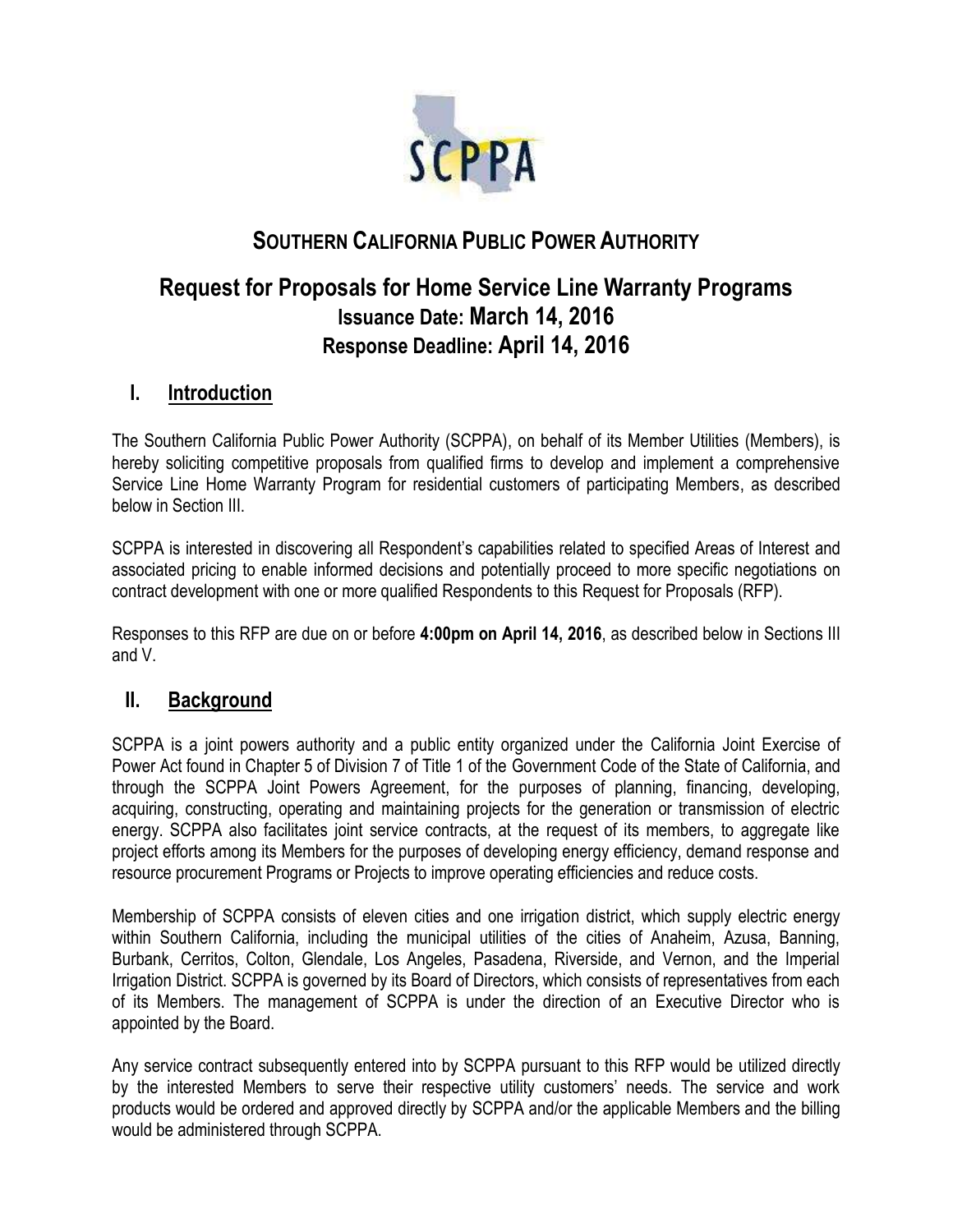# SOUTHERN CALIFORNIA PUBLIC POWER AUTHORITY

## Request for Proposals for Home Service Line Warranty Programs

**Issuance Date: March 14, 2016**

**Response Deadline: April 14, 2016**

## I. Introduction

The Southern California Public Power Authority (SCPPA), on behalf of its Member Utilities (Members), is hereby soliciting competitive proposals from qualified firms to develop and implement a comprehensive Service Line Home Warranty Program for residential customers of participating Members, as described below in Section III.

SCPPA is interested in discovering all Respondent's capabilities related to specified Areas of Interest and associated pricing to enable informed decisions and potentially proceed to more specific negotiations on contract development with one or more qualified Respondents to this Request for Proposals (RFP).

Responses to this RFP are due on or before **4:00pm on April 14, 2016**, as described below in Sections III and V.

## II. Background

SCPPA is a joint powers authority and a public entity organized under the California Joint Exercise of Power Act found in Chapter 5 of Division 7 of Title 1 of the Government Code of the State of California, and through the SCPPA Joint Powers Agreement, for the purposes of planning, financing, developing, acquiring, constructing, operating and maintaining projects for the generation or transmission of electric energy. SCPPA also facilitates joint service contracts, at the request of its members, to aggregate like project efforts among its Members for the purposes of developing energy efficiency, demand response and resource procurement Programs or Projects to improve operating efficiencies and reduce costs.

Membership of SCPPA consists of eleven cities and one irrigation district, which supply electric energy within Southern California, including the municipal utilities of the cities of Anaheim, Azusa, Banning, Burbank, Cerritos, Colton, Glendale, Los Angeles, Pasadena, Riverside, and Vernon, and the Imperial Irrigation District. SCPPA is governed by its Board of Directors, which consists of representatives from each of its Members. The management of SCPPA is under the direction of an Executive Director who is appointed by the Board.

Any service contract subsequently entered into by SCPPA pursuant to this RFP would be utilized directly by the interested Members to serve their respective utility customers' needs. The service and work products would be ordered and approved directly by SCPPA and/or the applicable Members and the billing would be administered through SCPPA.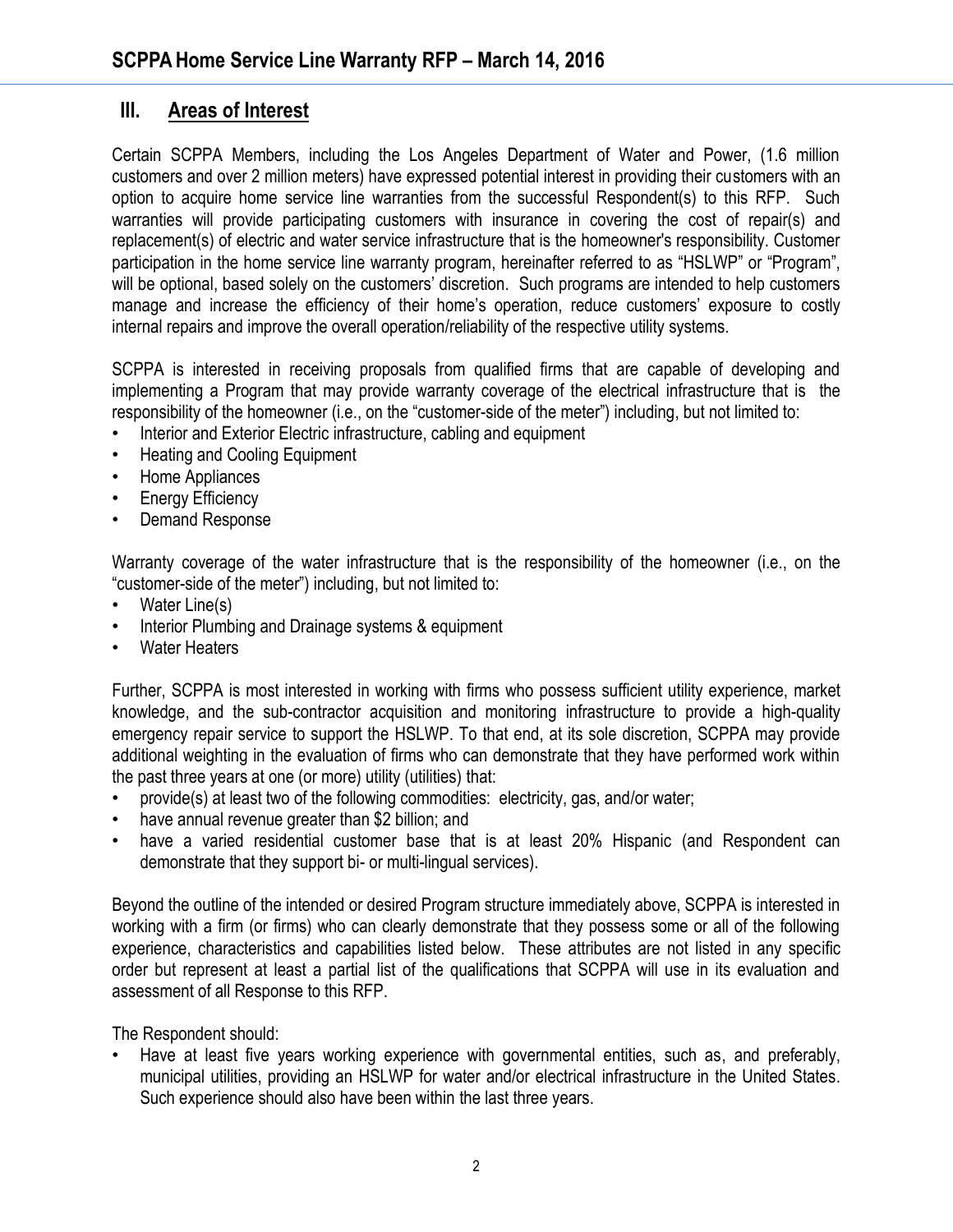## III. Areas of Interest

Certain SCPPA Members, including the Los Angeles Department of Water and Power, (1.6 million customers and over 2 million meters) have expressed potential interest in providing their customers with an option to acquire home service line warranties from the successful Respondent(s) to this RFP. Such warranties will provide participating customers with insurance in covering the cost of repair(s) and replacement(s) of electric and water service infrastructure that is the homeowner's responsibility. Customer participation in the home service line warranty program, hereinafter referred to as "HSLWP" or "Program", will be optional, based solely on the customers' discretion. Such programs are intended to help customers manage and increase the efficiency of their home's operation, reduce customers' exposure to costly internal repairs and improve the overall operation/reliability of the respective utility systems.

SCPPA is interested in receiving proposals from qualified firms that are capable of developing and implementing a Program that may provide warranty coverage of the electrical infrastructure that is the responsibility of the homeowner (i.e., on the "customer-side of the meter") including, but not limited to:

- Interior and Exterior Electric infrastructure, cabling and equipment
- Heating and Cooling Equipment
- Home Appliances
- Energy Efficiency
- Demand Response

Warranty coverage of the water infrastructure that is the responsibility of the homeowner (i.e., on the "customer-side of the meter") including, but not limited to:

- Water Line(s)
- Interior Plumbing and Drainage systems & equipment
- Water Heaters

Further, SCPPA is most interested in working with firms who possess sufficient utility experience, market knowledge, and the sub-contractor acquisition and monitoring infrastructure to provide a high-quality emergency repair service to support the HSLWP. To that end, at its sole discretion, SCPPA may provide additional weighting in the evaluation of firms who can demonstrate that they have performed work within the past three years at one (or more) utility (utilities) that:

- provide(s) at least two of the following commodities: electricity, gas, and/or water;
- have annual revenue greater than $2 billion; and
- have a varied residential customer base that is at least 20% Hispanic (and Respondent can demonstrate that they support bi- or multi-lingual services).

Beyond the outline of the intended or desired Program structure immediately above, SCPPA is interested in working with a firm (or firms) who can clearly demonstrate that they possess some or all of the following experience, characteristics and capabilities listed below. These attributes are not listed in any specific order but represent at least a partial list of the qualifications that SCPPA will use in its evaluation and assessment of all Response to this RFP.

The Respondent should:

- Have at least five years working experience with governmental entities, such as, and preferably, municipal utilities, providing an HSLWP for water and/or electrical infrastructure in the United States. Such experience should also have been within the last three years.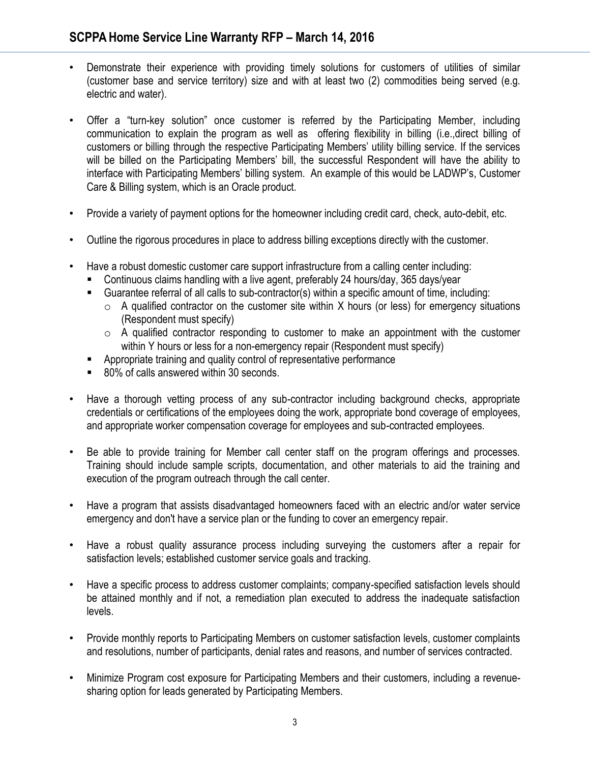- Demonstrate their experience with providing timely solutions for customers of utilities of similar (customer base and service territory) size and with at least two (2) commodities being served (e.g. electric and water).

- Offer a "turn-key solution" once customer is referred by the Participating Member, including communication to explain the program as well as offering flexibility in billing (i.e.,direct billing of customers or billing through the respective Participating Members' utility billing service. If the services will be billed on the Participating Members' bill, the successful Respondent will have the ability to interface with Participating Members' billing system. An example of this would be LADWP's, Customer Care & Billing system, which is an Oracle product.

- Provide a variety of payment options for the homeowner including credit card, check, auto-debit, etc.

- Outline the rigorous procedures in place to address billing exceptions directly with the customer.

- Have a robust domestic customer care support infrastructure from a calling center including:
  - Continuous claims handling with a live agent, preferably 24 hours/day, 365 days/year
  - Guarantee referral of all calls to sub-contractor(s) within a specific amount of time, including:
    - A qualified contractor on the customer site within X hours (or less) for emergency situations (Respondent must specify)
    - A qualified contractor responding to customer to make an appointment with the customer within Y hours or less for a non-emergency repair (Respondent must specify)
  - Appropriate training and quality control of representative performance
  - 80% of calls answered within 30 seconds.

- Have a thorough vetting process of any sub-contractor including background checks, appropriate credentials or certifications of the employees doing the work, appropriate bond coverage of employees, and appropriate worker compensation coverage for employees and sub-contracted employees.

- Be able to provide training for Member call center staff on the program offerings and processes. Training should include sample scripts, documentation, and other materials to aid the training and execution of the program outreach through the call center.

- Have a program that assists disadvantaged homeowners faced with an electric and/or water service emergency and don't have a service plan or the funding to cover an emergency repair.

- Have a robust quality assurance process including surveying the customers after a repair for satisfaction levels; established customer service goals and tracking.

- Have a specific process to address customer complaints; company-specified satisfaction levels should be attained monthly and if not, a remediation plan executed to address the inadequate satisfaction levels.

- Provide monthly reports to Participating Members on customer satisfaction levels, customer complaints and resolutions, number of participants, denial rates and reasons, and number of services contracted.

- Minimize Program cost exposure for Participating Members and their customers, including a revenue-sharing option for leads generated by Participating Members.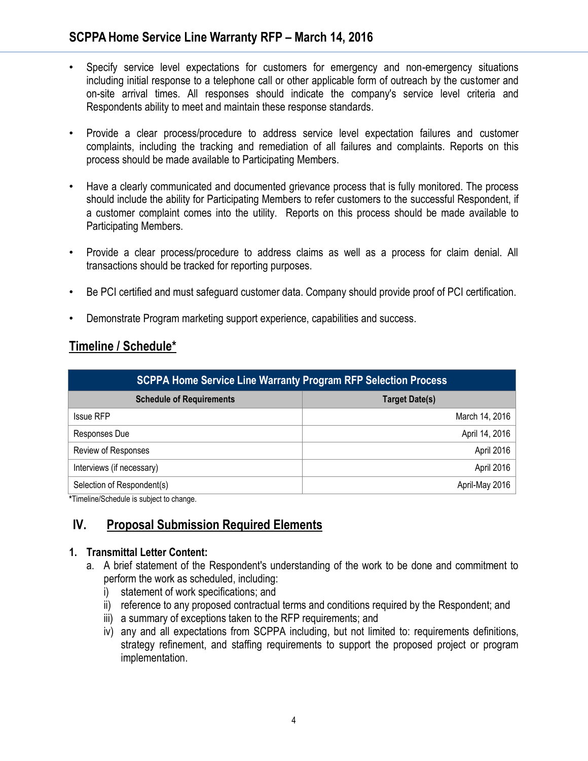- Specify service level expectations for customers for emergency and non-emergency situations including initial response to a telephone call or other applicable form of outreach by the customer and on-site arrival times. All responses should indicate the company's service level criteria and Respondents ability to meet and maintain these response standards.

- Provide a clear process/procedure to address service level expectation failures and customer complaints, including the tracking and remediation of all failures and complaints. Reports on this process should be made available to Participating Members.

- Have a clearly communicated and documented grievance process that is fully monitored. The process should include the ability for Participating Members to refer customers to the successful Respondent, if a customer complaint comes into the utility. Reports on this process should be made available to Participating Members.

- Provide a clear process/procedure to address claims as well as a process for claim denial. All transactions should be tracked for reporting purposes.

- Be PCI certified and must safeguard customer data. Company should provide proof of PCI certification.

- Demonstrate Program marketing support experience, capabilities and success.

## Timeline / Schedule*

| SCPPA Home Service Line Warranty Program RFP Selection Process | |
|---|---|
| **Schedule of Requirements** | **Target Date(s)** |
| Issue RFP | March 14, 2016 |
| Responses Due | April 14, 2016 |
| Review of Responses | April 2016 |
| Interviews (if necessary) | April 2016 |
| Selection of Respondent(s) | April-May 2016 |

*Timeline/Schedule is subject to change.

## IV. Proposal Submission Required Elements

**1. Transmittal Letter Content:**

a. A brief statement of the Respondent's understanding of the work to be done and commitment to perform the work as scheduled, including:

i) statement of work specifications; and

ii) reference to any proposed contractual terms and conditions required by the Respondent; and

iii) a summary of exceptions taken to the RFP requirements; and

iv) any and all expectations from SCPPA including, but not limited to: requirements definitions, strategy refinement, and staffing requirements to support the proposed project or program implementation.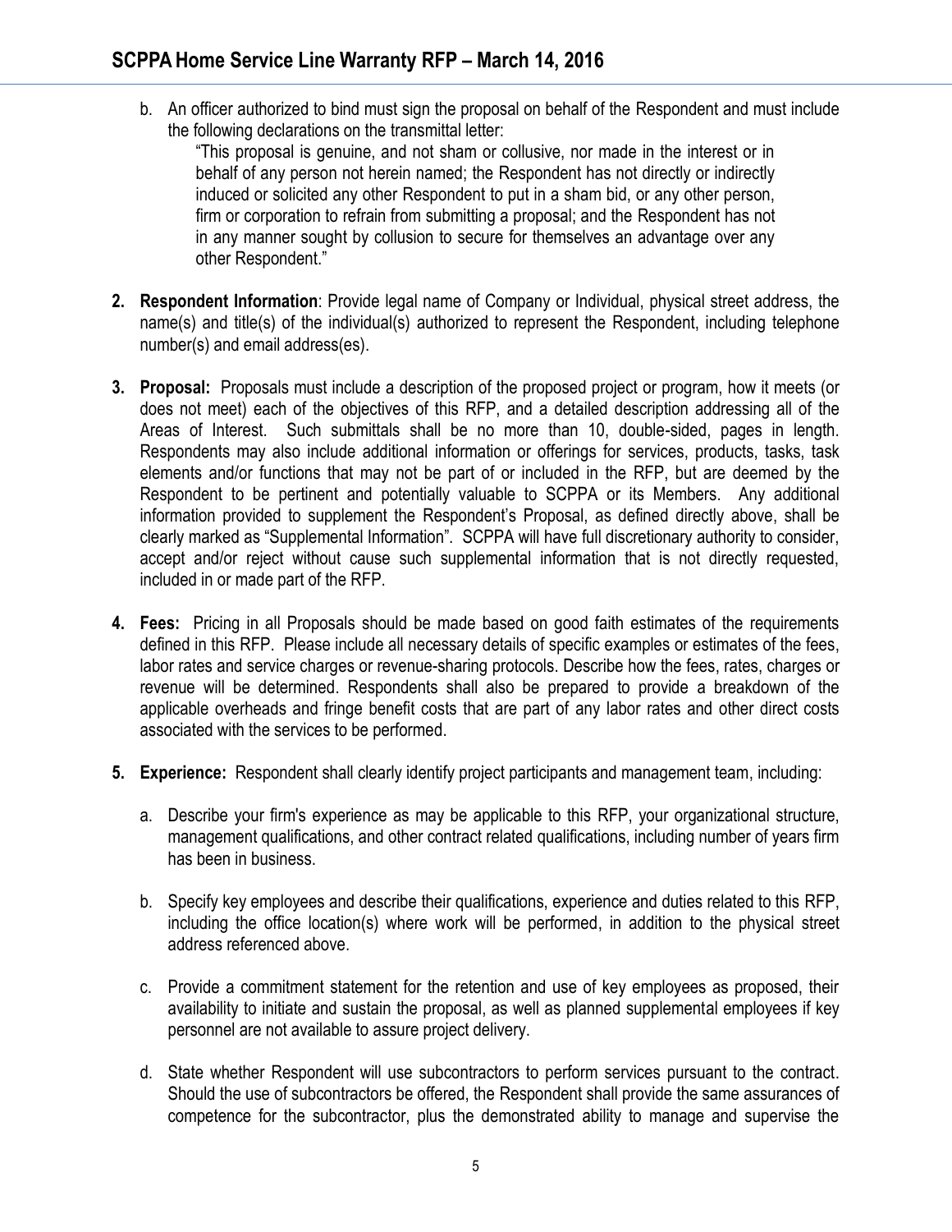b. An officer authorized to bind must sign the proposal on behalf of the Respondent and must include the following declarations on the transmittal letter:

> "This proposal is genuine, and not sham or collusive, nor made in the interest or in behalf of any person not herein named; the Respondent has not directly or indirectly induced or solicited any other Respondent to put in a sham bid, or any other person, firm or corporation to refrain from submitting a proposal; and the Respondent has not in any manner sought by collusion to secure for themselves an advantage over any other Respondent."

2. **Respondent Information**: Provide legal name of Company or Individual, physical street address, the name(s) and title(s) of the individual(s) authorized to represent the Respondent, including telephone number(s) and email address(es).

3. **Proposal:** Proposals must include a description of the proposed project or program, how it meets (or does not meet) each of the objectives of this RFP, and a detailed description addressing all of the Areas of Interest. Such submittals shall be no more than 10, double-sided, pages in length. Respondents may also include additional information or offerings for services, products, tasks, task elements and/or functions that may not be part of or included in the RFP, but are deemed by the Respondent to be pertinent and potentially valuable to SCPPA or its Members. Any additional information provided to supplement the Respondent's Proposal, as defined directly above, shall be clearly marked as "Supplemental Information". SCPPA will have full discretionary authority to consider, accept and/or reject without cause such supplemental information that is not directly requested, included in or made part of the RFP.

4. **Fees:** Pricing in all Proposals should be made based on good faith estimates of the requirements defined in this RFP. Please include all necessary details of specific examples or estimates of the fees, labor rates and service charges or revenue-sharing protocols. Describe how the fees, rates, charges or revenue will be determined. Respondents shall also be prepared to provide a breakdown of the applicable overheads and fringe benefit costs that are part of any labor rates and other direct costs associated with the services to be performed.

5. **Experience:** Respondent shall clearly identify project participants and management team, including:

   a. Describe your firm's experience as may be applicable to this RFP, your organizational structure, management qualifications, and other contract related qualifications, including number of years firm has been in business.

   b. Specify key employees and describe their qualifications, experience and duties related to this RFP, including the office location(s) where work will be performed, in addition to the physical street address referenced above.

   c. Provide a commitment statement for the retention and use of key employees as proposed, their availability to initiate and sustain the proposal, as well as planned supplemental employees if key personnel are not available to assure project delivery.

   d. State whether Respondent will use subcontractors to perform services pursuant to the contract. Should the use of subcontractors be offered, the Respondent shall provide the same assurances of competence for the subcontractor, plus the demonstrated ability to manage and supervise the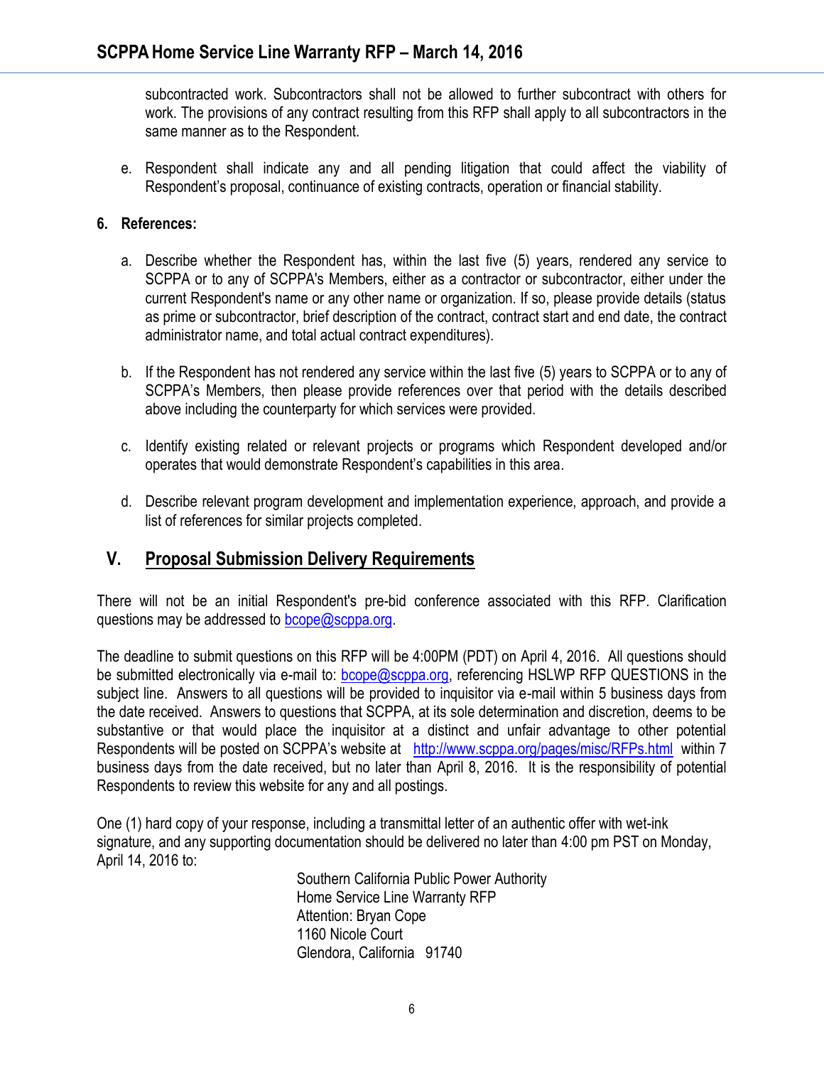subcontracted work. Subcontractors shall not be allowed to further subcontract with others for work. The provisions of any contract resulting from this RFP shall apply to all subcontractors in the same manner as to the Respondent.

e. Respondent shall indicate any and all pending litigation that could affect the viability of Respondent's proposal, continuance of existing contracts, operation or financial stability.

**6. References:**

a. Describe whether the Respondent has, within the last five (5) years, rendered any service to SCPPA or to any of SCPPA's Members, either as a contractor or subcontractor, either under the current Respondent's name or any other name or organization. If so, please provide details (status as prime or subcontractor, brief description of the contract, contract start and end date, the contract administrator name, and total actual contract expenditures).

b. If the Respondent has not rendered any service within the last five (5) years to SCPPA or to any of SCPPA's Members, then please provide references over that period with the details described above including the counterparty for which services were provided.

c. Identify existing related or relevant projects or programs which Respondent developed and/or operates that would demonstrate Respondent's capabilities in this area.

d. Describe relevant program development and implementation experience, approach, and provide a list of references for similar projects completed.

## V. Proposal Submission Delivery Requirements

There will not be an initial Respondent's pre-bid conference associated with this RFP. Clarification questions may be addressed to bcope@scppa.org.

The deadline to submit questions on this RFP will be 4:00PM (PDT) on April 4, 2016. All questions should be submitted electronically via e-mail to: bcope@scppa.org, referencing HSLWP RFP QUESTIONS in the subject line. Answers to all questions will be provided to inquisitor via e-mail within 5 business days from the date received. Answers to questions that SCPPA, at its sole determination and discretion, deems to be substantive or that would place the inquisitor at a distinct and unfair advantage to other potential Respondents will be posted on SCPPA's website at http://www.scppa.org/pages/misc/RFPs.html within 7 business days from the date received, but no later than April 8, 2016. It is the responsibility of potential Respondents to review this website for any and all postings.

One (1) hard copy of your response, including a transmittal letter of an authentic offer with wet-ink signature, and any supporting documentation should be delivered no later than 4:00 pm PST on Monday, April 14, 2016 to:

Southern California Public Power Authority
Home Service Line Warranty RFP
Attention: Bryan Cope
1160 Nicole Court
Glendora, California 91740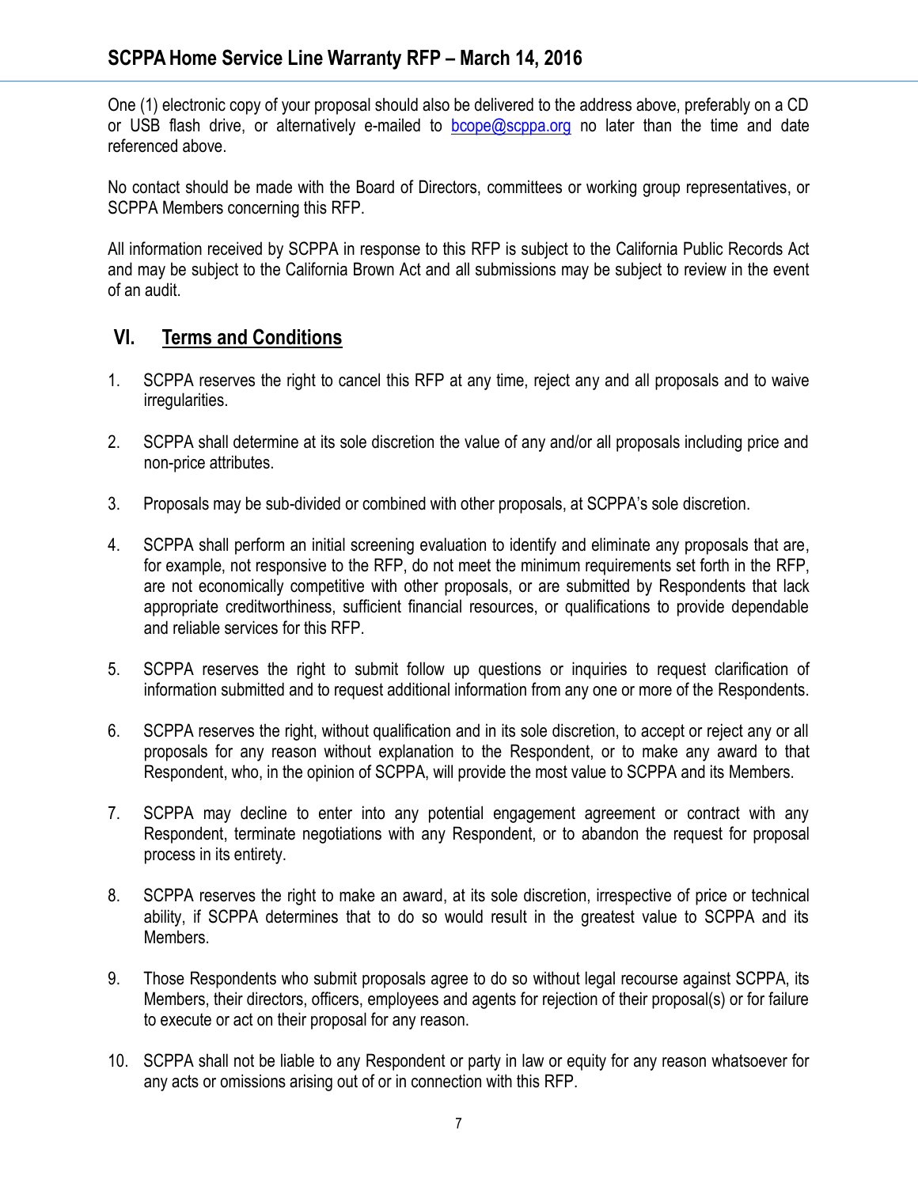One (1) electronic copy of your proposal should also be delivered to the address above, preferably on a CD or USB flash drive, or alternatively e-mailed to bcope@scppa.org no later than the time and date referenced above.

No contact should be made with the Board of Directors, committees or working group representatives, or SCPPA Members concerning this RFP.

All information received by SCPPA in response to this RFP is subject to the California Public Records Act and may be subject to the California Brown Act and all submissions may be subject to review in the event of an audit.

## VI. Terms and Conditions

1. SCPPA reserves the right to cancel this RFP at any time, reject any and all proposals and to waive irregularities.

2. SCPPA shall determine at its sole discretion the value of any and/or all proposals including price and non-price attributes.

3. Proposals may be sub-divided or combined with other proposals, at SCPPA's sole discretion.

4. SCPPA shall perform an initial screening evaluation to identify and eliminate any proposals that are, for example, not responsive to the RFP, do not meet the minimum requirements set forth in the RFP, are not economically competitive with other proposals, or are submitted by Respondents that lack appropriate creditworthiness, sufficient financial resources, or qualifications to provide dependable and reliable services for this RFP.

5. SCPPA reserves the right to submit follow up questions or inquiries to request clarification of information submitted and to request additional information from any one or more of the Respondents.

6. SCPPA reserves the right, without qualification and in its sole discretion, to accept or reject any or all proposals for any reason without explanation to the Respondent, or to make any award to that Respondent, who, in the opinion of SCPPA, will provide the most value to SCPPA and its Members.

7. SCPPA may decline to enter into any potential engagement agreement or contract with any Respondent, terminate negotiations with any Respondent, or to abandon the request for proposal process in its entirety.

8. SCPPA reserves the right to make an award, at its sole discretion, irrespective of price or technical ability, if SCPPA determines that to do so would result in the greatest value to SCPPA and its Members.

9. Those Respondents who submit proposals agree to do so without legal recourse against SCPPA, its Members, their directors, officers, employees and agents for rejection of their proposal(s) or for failure to execute or act on their proposal for any reason.

10. SCPPA shall not be liable to any Respondent or party in law or equity for any reason whatsoever for any acts or omissions arising out of or in connection with this RFP.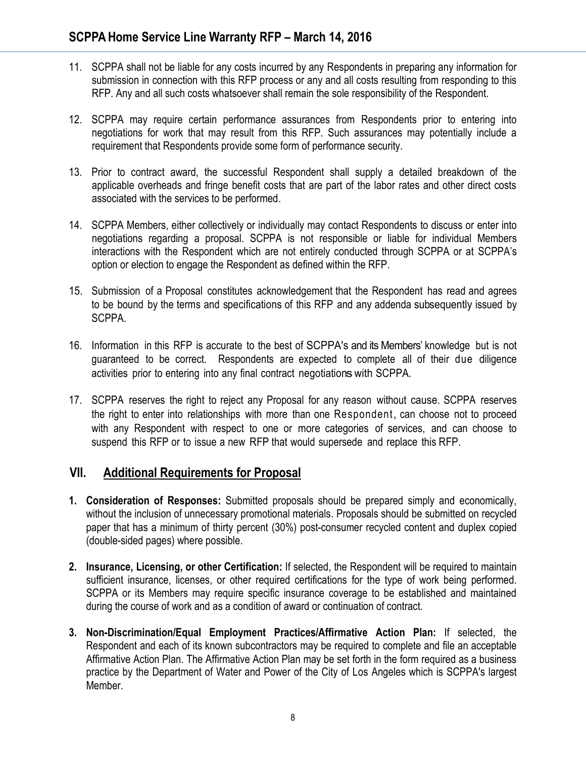11. SCPPA shall not be liable for any costs incurred by any Respondents in preparing any information for submission in connection with this RFP process or any and all costs resulting from responding to this RFP. Any and all such costs whatsoever shall remain the sole responsibility of the Respondent.

12. SCPPA may require certain performance assurances from Respondents prior to entering into negotiations for work that may result from this RFP. Such assurances may potentially include a requirement that Respondents provide some form of performance security.

13. Prior to contract award, the successful Respondent shall supply a detailed breakdown of the applicable overheads and fringe benefit costs that are part of the labor rates and other direct costs associated with the services to be performed.

14. SCPPA Members, either collectively or individually may contact Respondents to discuss or enter into negotiations regarding a proposal. SCPPA is not responsible or liable for individual Members interactions with the Respondent which are not entirely conducted through SCPPA or at SCPPA's option or election to engage the Respondent as defined within the RFP.

15. Submission of a Proposal constitutes acknowledgement that the Respondent has read and agrees to be bound by the terms and specifications of this RFP and any addenda subsequently issued by SCPPA.

16. Information in this RFP is accurate to the best of SCPPA's and its Members' knowledge but is not guaranteed to be correct. Respondents are expected to complete all of their due diligence activities prior to entering into any final contract negotiations with SCPPA.

17. SCPPA reserves the right to reject any Proposal for any reason without cause. SCPPA reserves the right to enter into relationships with more than one Respondent, can choose not to proceed with any Respondent with respect to one or more categories of services, and can choose to suspend this RFP or to issue a new RFP that would supersede and replace this RFP.

## VII. Additional Requirements for Proposal

1. **Consideration of Responses:** Submitted proposals should be prepared simply and economically, without the inclusion of unnecessary promotional materials. Proposals should be submitted on recycled paper that has a minimum of thirty percent (30%) post-consumer recycled content and duplex copied (double-sided pages) where possible.

2. **Insurance, Licensing, or other Certification:** If selected, the Respondent will be required to maintain sufficient insurance, licenses, or other required certifications for the type of work being performed. SCPPA or its Members may require specific insurance coverage to be established and maintained during the course of work and as a condition of award or continuation of contract.

3. **Non-Discrimination/Equal Employment Practices/Affirmative Action Plan:** If selected, the Respondent and each of its known subcontractors may be required to complete and file an acceptable Affirmative Action Plan. The Affirmative Action Plan may be set forth in the form required as a business practice by the Department of Water and Power of the City of Los Angeles which is SCPPA's largest Member.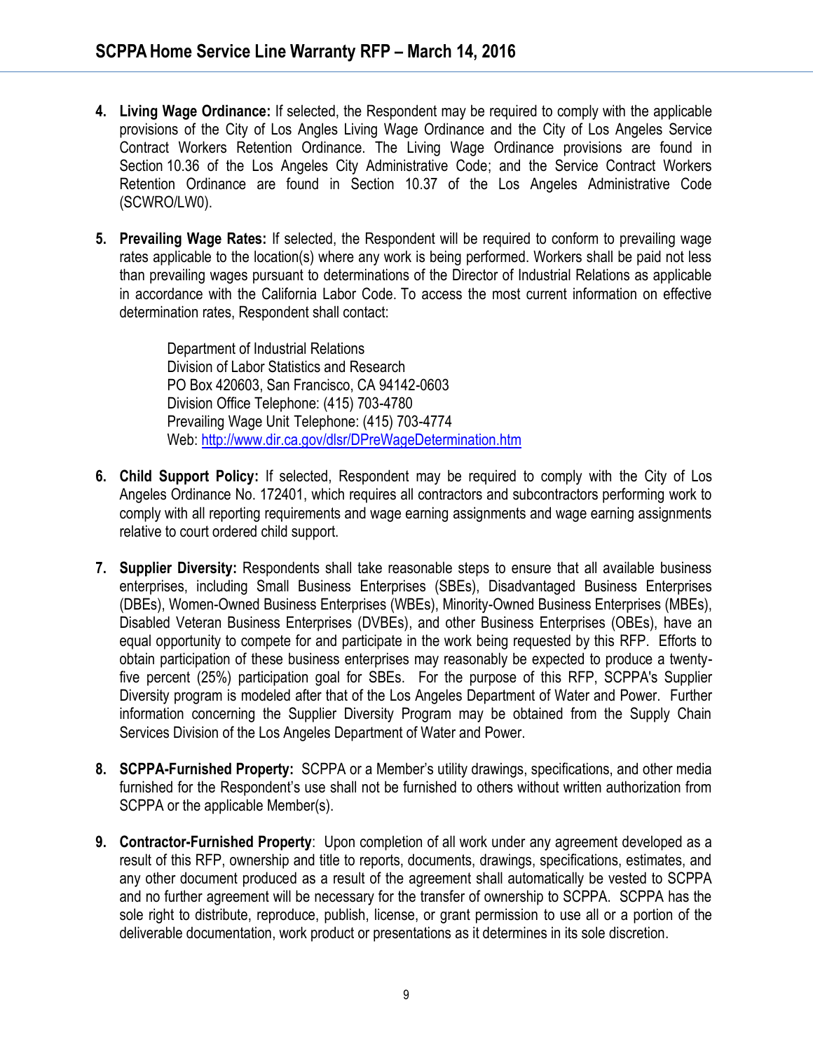4. **Living Wage Ordinance:** If selected, the Respondent may be required to comply with the applicable provisions of the City of Los Angles Living Wage Ordinance and the City of Los Angeles Service Contract Workers Retention Ordinance. The Living Wage Ordinance provisions are found in Section 10.36 of the Los Angeles City Administrative Code; and the Service Contract Workers Retention Ordinance are found in Section 10.37 of the Los Angeles Administrative Code (SCWRO/LW0).

5. **Prevailing Wage Rates:** If selected, the Respondent will be required to conform to prevailing wage rates applicable to the location(s) where any work is being performed. Workers shall be paid not less than prevailing wages pursuant to determinations of the Director of Industrial Relations as applicable in accordance with the California Labor Code. To access the most current information on effective determination rates, Respondent shall contact:

   Department of Industrial Relations
   Division of Labor Statistics and Research
   PO Box 420603, San Francisco, CA 94142-0603
   Division Office Telephone: (415) 703-4780
   Prevailing Wage Unit Telephone: (415) 703-4774
   Web: http://www.dir.ca.gov/dlsr/DPreWageDetermination.htm

6. **Child Support Policy:** If selected, Respondent may be required to comply with the City of Los Angeles Ordinance No. 172401, which requires all contractors and subcontractors performing work to comply with all reporting requirements and wage earning assignments and wage earning assignments relative to court ordered child support.

7. **Supplier Diversity:** Respondents shall take reasonable steps to ensure that all available business enterprises, including Small Business Enterprises (SBEs), Disadvantaged Business Enterprises (DBEs), Women-Owned Business Enterprises (WBEs), Minority-Owned Business Enterprises (MBEs), Disabled Veteran Business Enterprises (DVBEs), and other Business Enterprises (OBEs), have an equal opportunity to compete for and participate in the work being requested by this RFP. Efforts to obtain participation of these business enterprises may reasonably be expected to produce a twenty-five percent (25%) participation goal for SBEs. For the purpose of this RFP, SCPPA's Supplier Diversity program is modeled after that of the Los Angeles Department of Water and Power. Further information concerning the Supplier Diversity Program may be obtained from the Supply Chain Services Division of the Los Angeles Department of Water and Power.

8. **SCPPA-Furnished Property:** SCPPA or a Member's utility drawings, specifications, and other media furnished for the Respondent's use shall not be furnished to others without written authorization from SCPPA or the applicable Member(s).

9. **Contractor-Furnished Property**: Upon completion of all work under any agreement developed as a result of this RFP, ownership and title to reports, documents, drawings, specifications, estimates, and any other document produced as a result of the agreement shall automatically be vested to SCPPA and no further agreement will be necessary for the transfer of ownership to SCPPA. SCPPA has the sole right to distribute, reproduce, publish, license, or grant permission to use all or a portion of the deliverable documentation, work product or presentations as it determines in its sole discretion.